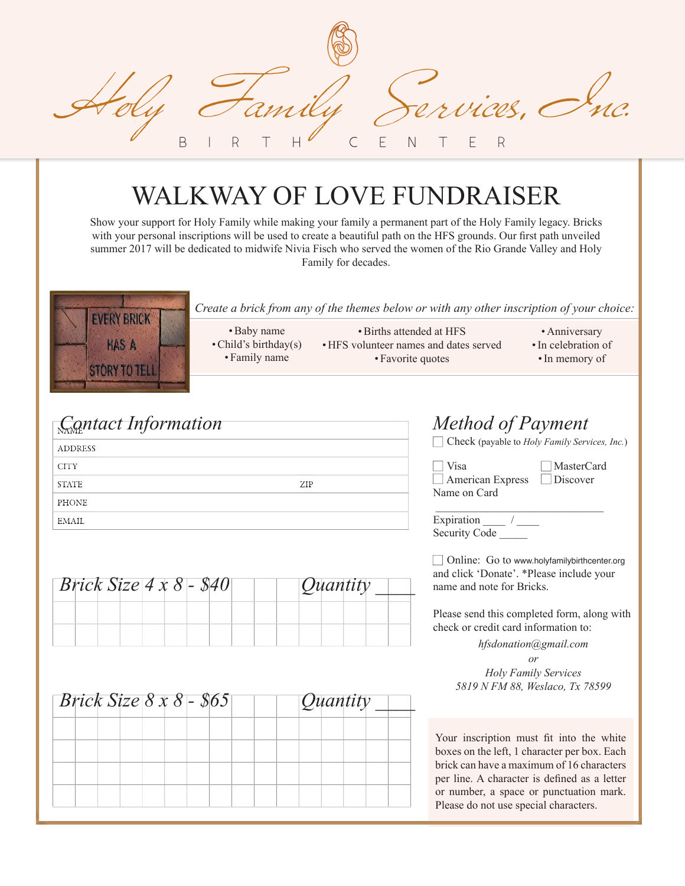# Holy Family Services, Inc.

B I R T H C E N T E R

# WALKWAY OF LOVE FUNDRAISER

Show your support for Holy Family while making your family a permanent part of the Holy Family legacy. Bricks with your personal inscriptions will be used to create a beautiful path on the HFS grounds. Our first path unveiled summer 2017 will be dedicated to midwife Nivia Fisch who served the women of the Rio Grande Valley and Holy Family for decades.

EVERY BRICK HAS A STORY TO TELL

*Create a brick from any of the themes below or with any other inscription of your choice:*

- Baby name
- Child's birthday(s)
- Family name
- Births attended at HFS
- HFS volunteer names and dates served
- Favorite quotes
- Anniversary
- In celebration of
- In memory of

## *Contact Information*

| | |
|---|---|
| NAME | |
| ADDRESS | |
| CITY | |
| STATE | ZIP |
| PHONE | |
| EMAIL | |

## *Method of Payment*

☐ Check (payable to *Holy Family Services, Inc.*)

☐ Visa ☐ MasterCard
☐ American Express ☐ Discover

Name on Card ______________________________

Expiration ____ / ____
Security Code _____

☐ Online: Go to www.holyfamilybirthcenter.org and click 'Donate'. *Please include your name and note for Bricks.

Please send this completed form, along with check or credit card information to:

*hfsdonation@gmail.com*
*or*
*Holy Family Services*
*5819 N FM 88, Weslaco, Tx 78599*

## *Brick Size 4 x 8 - $40* *Quantity* ____

| | | | | | | | | | | | | | | | |
|---|---|---|---|---|---|---|---|---|---|---|---|---|---|---|---|
| | | | | | | | | | | | | | | | |
| | | | | | | | | | | | | | | | |

## *Brick Size 8 x 8 - $65* *Quantity* ____

| | | | | | | | | | | | | | | | |
|---|---|---|---|---|---|---|---|---|---|---|---|---|---|---|---|
| | | | | | | | | | | | | | | | |
| | | | | | | | | | | | | | | | |
| | | | | | | | | | | | | | | | |
| | | | | | | | | | | | | | | | |

Your inscription must fit into the white boxes on the left, 1 character per box. Each brick can have a maximum of 16 characters per line. A character is defined as a letter or number, a space or punctuation mark. Please do not use special characters.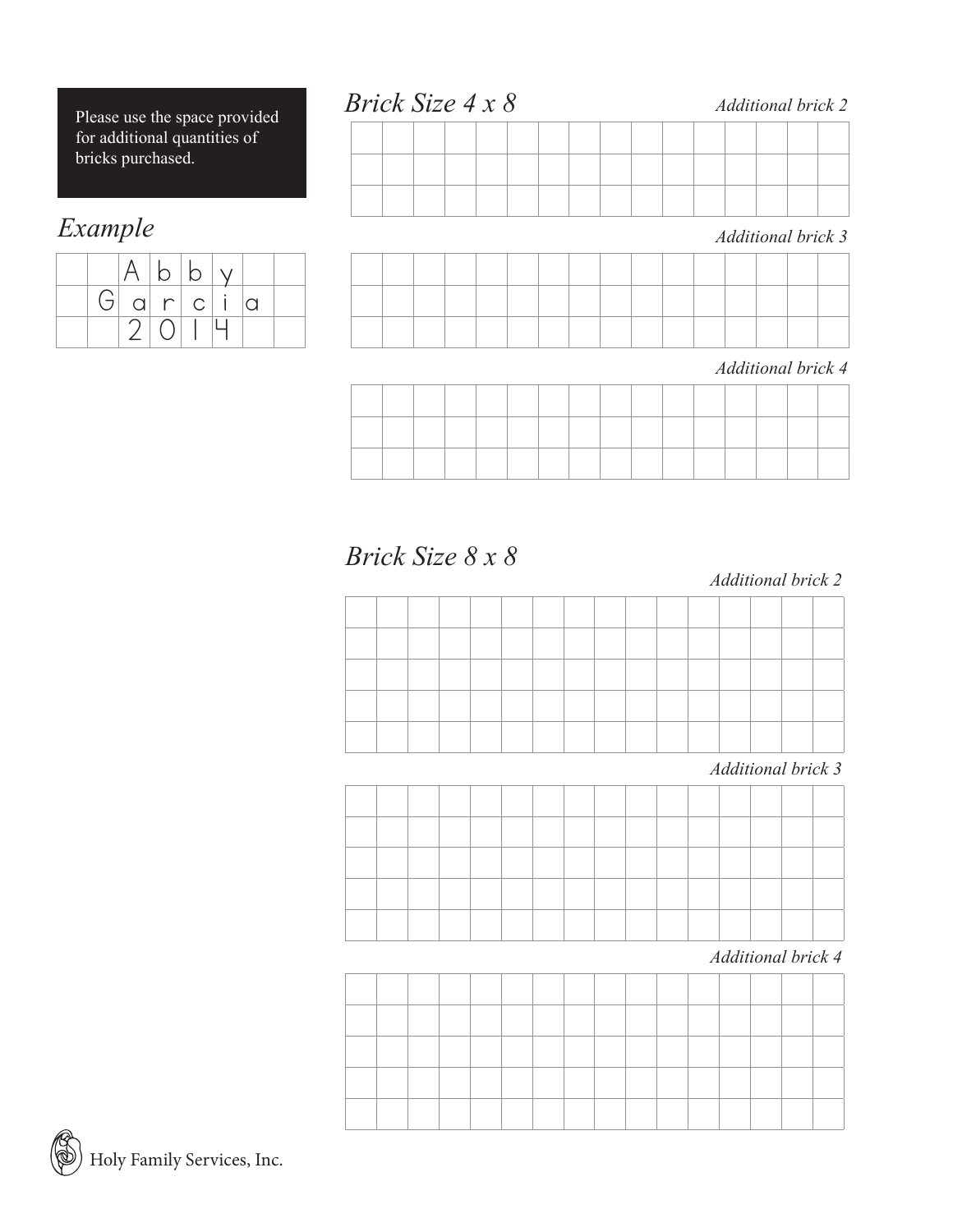Please use the space provided for additional quantities of bricks purchased.

## *Example*

| | | | | | | | |
|---|---|---|---|---|---|---|---|
| | | A | b | b | y | | |
| | G | a | r | c | i | a | |
| | | 2 | 0 | 1 | 4 | | |

## *Brick Size 4 x 8*

*Additional brick 2*

| | | | | | | | | | | | | | | | |
|---|---|---|---|---|---|---|---|---|---|---|---|---|---|---|---|
| | | | | | | | | | | | | | | | |
| | | | | | | | | | | | | | | | |
| | | | | | | | | | | | | | | | |

*Additional brick 3*

| | | | | | | | | | | | | | | | |
|---|---|---|---|---|---|---|---|---|---|---|---|---|---|---|---|
| | | | | | | | | | | | | | | | |
| | | | | | | | | | | | | | | | |
| | | | | | | | | | | | | | | | |

*Additional brick 4*

| | | | | | | | | | | | | | | | |
|---|---|---|---|---|---|---|---|---|---|---|---|---|---|---|---|
| | | | | | | | | | | | | | | | |
| | | | | | | | | | | | | | | | |
| | | | | | | | | | | | | | | | |

## *Brick Size 8 x 8*

*Additional brick 2*

| | | | | | | | | | | | | | | | |
|---|---|---|---|---|---|---|---|---|---|---|---|---|---|---|---|
| | | | | | | | | | | | | | | | |
| | | | | | | | | | | | | | | | |
| | | | | | | | | | | | | | | | |
| | | | | | | | | | | | | | | | |
| | | | | | | | | | | | | | | | |

*Additional brick 3*

| | | | | | | | | | | | | | | | |
|---|---|---|---|---|---|---|---|---|---|---|---|---|---|---|---|
| | | | | | | | | | | | | | | | |
| | | | | | | | | | | | | | | | |
| | | | | | | | | | | | | | | | |
| | | | | | | | | | | | | | | | |
| | | | | | | | | | | | | | | | |

*Additional brick 4*

| | | | | | | | | | | | | | | | |
|---|---|---|---|---|---|---|---|---|---|---|---|---|---|---|---|
| | | | | | | | | | | | | | | | |
| | | | | | | | | | | | | | | | |
| | | | | | | | | | | | | | | | |
| | | | | | | | | | | | | | | | |
| | | | | | | | | | | | | | | | |

Holy Family Services, Inc.